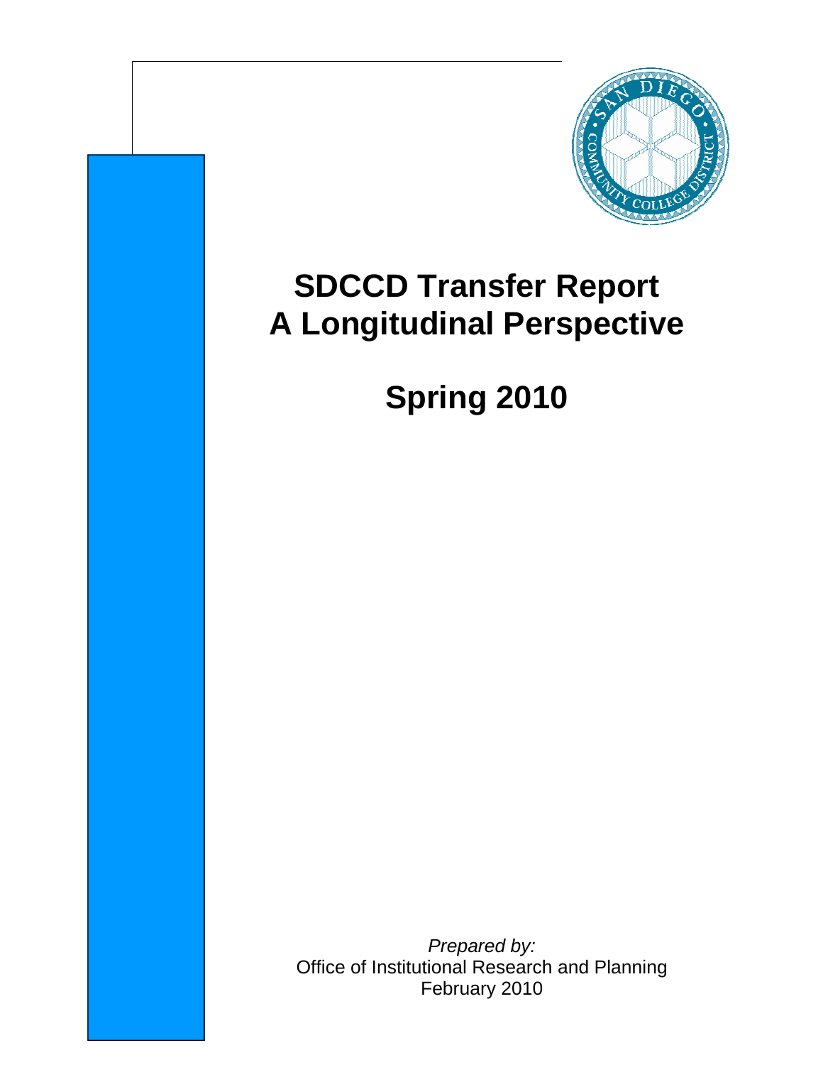# SDCCD Transfer Report
# A Longitudinal Perspective

## Spring 2010

*Prepared by:*
Office of Institutional Research and Planning
February 2010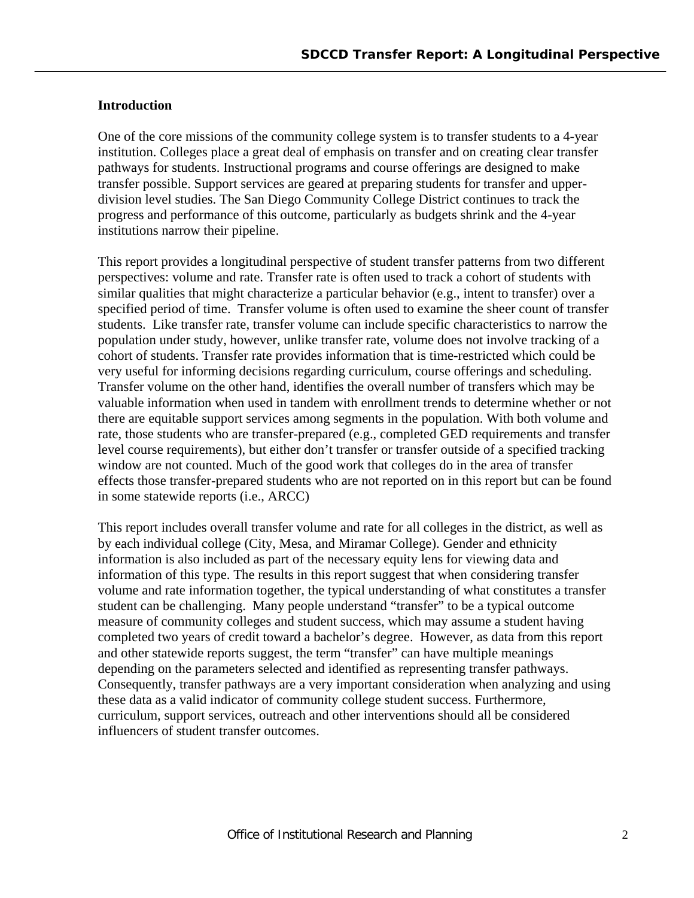## Introduction

One of the core missions of the community college system is to transfer students to a 4-year institution. Colleges place a great deal of emphasis on transfer and on creating clear transfer pathways for students. Instructional programs and course offerings are designed to make transfer possible. Support services are geared at preparing students for transfer and upper-division level studies. The San Diego Community College District continues to track the progress and performance of this outcome, particularly as budgets shrink and the 4-year institutions narrow their pipeline.

This report provides a longitudinal perspective of student transfer patterns from two different perspectives: volume and rate. Transfer rate is often used to track a cohort of students with similar qualities that might characterize a particular behavior (e.g., intent to transfer) over a specified period of time. Transfer volume is often used to examine the sheer count of transfer students. Like transfer rate, transfer volume can include specific characteristics to narrow the population under study, however, unlike transfer rate, volume does not involve tracking of a cohort of students. Transfer rate provides information that is time-restricted which could be very useful for informing decisions regarding curriculum, course offerings and scheduling. Transfer volume on the other hand, identifies the overall number of transfers which may be valuable information when used in tandem with enrollment trends to determine whether or not there are equitable support services among segments in the population. With both volume and rate, those students who are transfer-prepared (e.g., completed GED requirements and transfer level course requirements), but either don't transfer or transfer outside of a specified tracking window are not counted. Much of the good work that colleges do in the area of transfer effects those transfer-prepared students who are not reported on in this report but can be found in some statewide reports (i.e., ARCC)

This report includes overall transfer volume and rate for all colleges in the district, as well as by each individual college (City, Mesa, and Miramar College). Gender and ethnicity information is also included as part of the necessary equity lens for viewing data and information of this type. The results in this report suggest that when considering transfer volume and rate information together, the typical understanding of what constitutes a transfer student can be challenging. Many people understand "transfer" to be a typical outcome measure of community colleges and student success, which may assume a student having completed two years of credit toward a bachelor's degree. However, as data from this report and other statewide reports suggest, the term "transfer" can have multiple meanings depending on the parameters selected and identified as representing transfer pathways. Consequently, transfer pathways are a very important consideration when analyzing and using these data as a valid indicator of community college student success. Furthermore, curriculum, support services, outreach and other interventions should all be considered influencers of student transfer outcomes.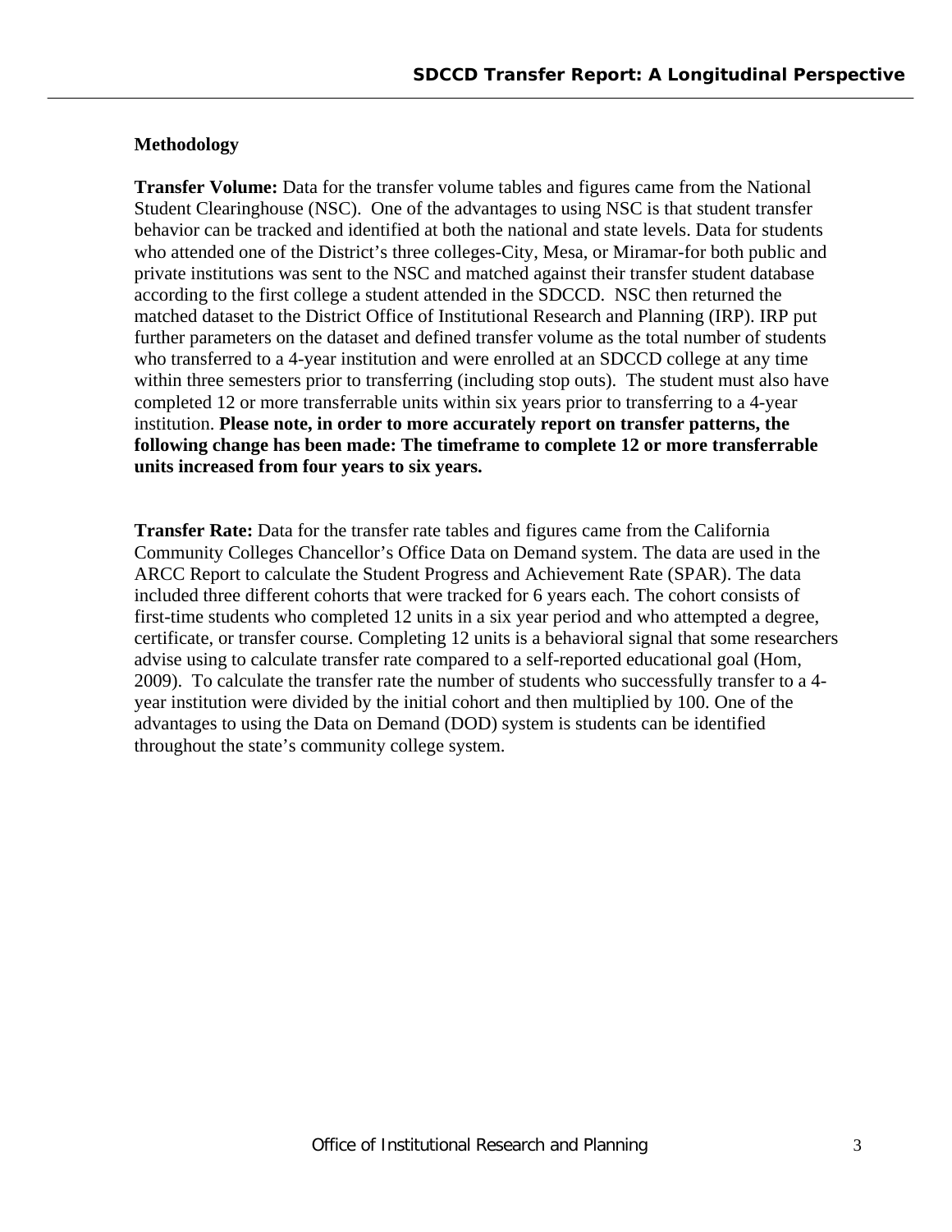## Methodology

**Transfer Volume:** Data for the transfer volume tables and figures came from the National Student Clearinghouse (NSC). One of the advantages to using NSC is that student transfer behavior can be tracked and identified at both the national and state levels. Data for students who attended one of the District's three colleges-City, Mesa, or Miramar-for both public and private institutions was sent to the NSC and matched against their transfer student database according to the first college a student attended in the SDCCD. NSC then returned the matched dataset to the District Office of Institutional Research and Planning (IRP). IRP put further parameters on the dataset and defined transfer volume as the total number of students who transferred to a 4-year institution and were enrolled at an SDCCD college at any time within three semesters prior to transferring (including stop outs). The student must also have completed 12 or more transferrable units within six years prior to transferring to a 4-year institution. **Please note, in order to more accurately report on transfer patterns, the following change has been made: The timeframe to complete 12 or more transferrable units increased from four years to six years.**

**Transfer Rate:** Data for the transfer rate tables and figures came from the California Community Colleges Chancellor's Office Data on Demand system. The data are used in the ARCC Report to calculate the Student Progress and Achievement Rate (SPAR). The data included three different cohorts that were tracked for 6 years each. The cohort consists of first-time students who completed 12 units in a six year period and who attempted a degree, certificate, or transfer course. Completing 12 units is a behavioral signal that some researchers advise using to calculate transfer rate compared to a self-reported educational goal (Hom, 2009). To calculate the transfer rate the number of students who successfully transfer to a 4-year institution were divided by the initial cohort and then multiplied by 100. One of the advantages to using the Data on Demand (DOD) system is students can be identified throughout the state's community college system.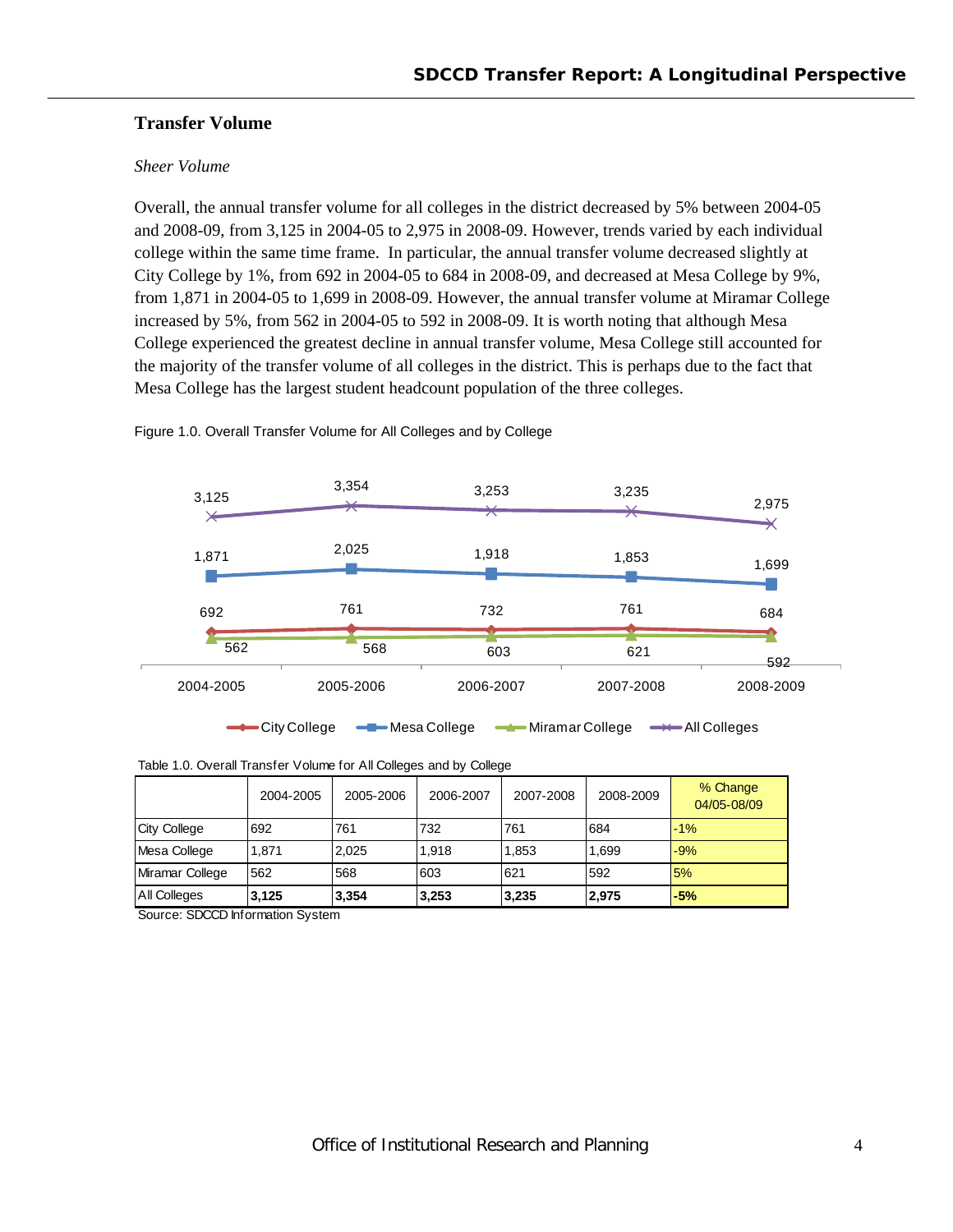## Transfer Volume

*Sheer Volume*

Overall, the annual transfer volume for all colleges in the district decreased by 5% between 2004-05 and 2008-09, from 3,125 in 2004-05 to 2,975 in 2008-09. However, trends varied by each individual college within the same time frame. In particular, the annual transfer volume decreased slightly at City College by 1%, from 692 in 2004-05 to 684 in 2008-09, and decreased at Mesa College by 9%, from 1,871 in 2004-05 to 1,699 in 2008-09. However, the annual transfer volume at Miramar College increased by 5%, from 562 in 2004-05 to 592 in 2008-09. It is worth noting that although Mesa College experienced the greatest decline in annual transfer volume, Mesa College still accounted for the majority of the transfer volume of all colleges in the district. This is perhaps due to the fact that Mesa College has the largest student headcount population of the three colleges.

Figure 1.0. Overall Transfer Volume for All Colleges and by College

| | 2004-2005 | 2005-2006 | 2006-2007 | 2007-2008 | 2008-2009 |
|---|---|---|---|---|---|
| City College | 692 | 761 | 732 | 761 | 684 |
| Mesa College | 1,871 | 2,025 | 1,918 | 1,853 | 1,699 |
| Miramar College | 562 | 568 | 603 | 621 | 592 |
| All Colleges | 3,125 | 3,354 | 3,253 | 3,235 | 2,975 |

Table 1.0. Overall Transfer Volume for All Colleges and by College

| | 2004-2005 | 2005-2006 | 2006-2007 | 2007-2008 | 2008-2009 | % Change 04/05-08/09 |
|---|---|---|---|---|---|---|
| City College | 692 | 761 | 732 | 761 | 684 | -1% |
| Mesa College | 1,871 | 2,025 | 1,918 | 1,853 | 1,699 | -9% |
| Miramar College | 562 | 568 | 603 | 621 | 592 | 5% |
| All Colleges | **3,125** | **3,354** | **3,253** | **3,235** | **2,975** | **-5%** |

Source: SDCCD Information System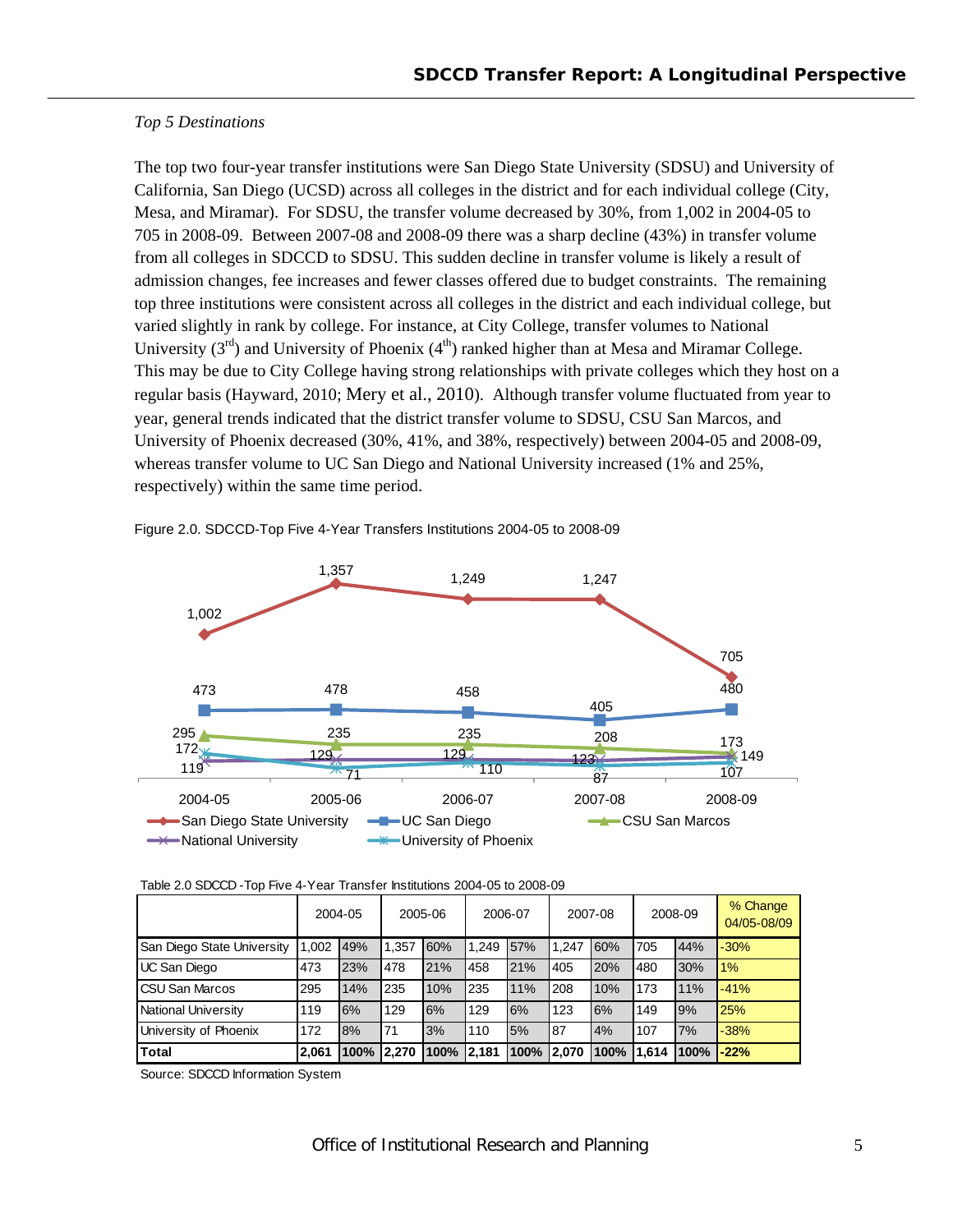*Top 5 Destinations*

The top two four-year transfer institutions were San Diego State University (SDSU) and University of California, San Diego (UCSD) across all colleges in the district and for each individual college (City, Mesa, and Miramar). For SDSU, the transfer volume decreased by 30%, from 1,002 in 2004-05 to 705 in 2008-09. Between 2007-08 and 2008-09 there was a sharp decline (43%) in transfer volume from all colleges in SDCCD to SDSU. This sudden decline in transfer volume is likely a result of admission changes, fee increases and fewer classes offered due to budget constraints. The remaining top three institutions were consistent across all colleges in the district and each individual college, but varied slightly in rank by college. For instance, at City College, transfer volumes to National University (3rd) and University of Phoenix (4th) ranked higher than at Mesa and Miramar College. This may be due to City College having strong relationships with private colleges which they host on a regular basis (Hayward, 2010; Mery et al., 2010). Although transfer volume fluctuated from year to year, general trends indicated that the district transfer volume to SDSU, CSU San Marcos, and University of Phoenix decreased (30%, 41%, and 38%, respectively) between 2004-05 and 2008-09, whereas transfer volume to UC San Diego and National University increased (1% and 25%, respectively) within the same time period.

Figure 2.0. SDCCD-Top Five 4-Year Transfers Institutions 2004-05 to 2008-09

Table 2.0 SDCCD -Top Five 4-Year Transfer Institutions 2004-05 to 2008-09

| | 2004-05 | | 2005-06 | | 2006-07 | | 2007-08 | | 2008-09 | | % Change 04/05-08/09 |
|---|---|---|---|---|---|---|---|---|---|---|---|
| San Diego State University | 1,002 | 49% | 1,357 | 60% | 1,249 | 57% | 1,247 | 60% | 705 | 44% | -30% |
| UC San Diego | 473 | 23% | 478 | 21% | 458 | 21% | 405 | 20% | 480 | 30% | 1% |
| CSU San Marcos | 295 | 14% | 235 | 10% | 235 | 11% | 208 | 10% | 173 | 11% | -41% |
| National University | 119 | 6% | 129 | 6% | 129 | 6% | 123 | 6% | 149 | 9% | 25% |
| University of Phoenix | 172 | 8% | 71 | 3% | 110 | 5% | 87 | 4% | 107 | 7% | -38% |
| **Total** | **2,061** | **100%** | **2,270** | **100%** | **2,181** | **100%** | **2,070** | **100%** | **1,614** | **100%** | **-22%** |

Source: SDCCD Information System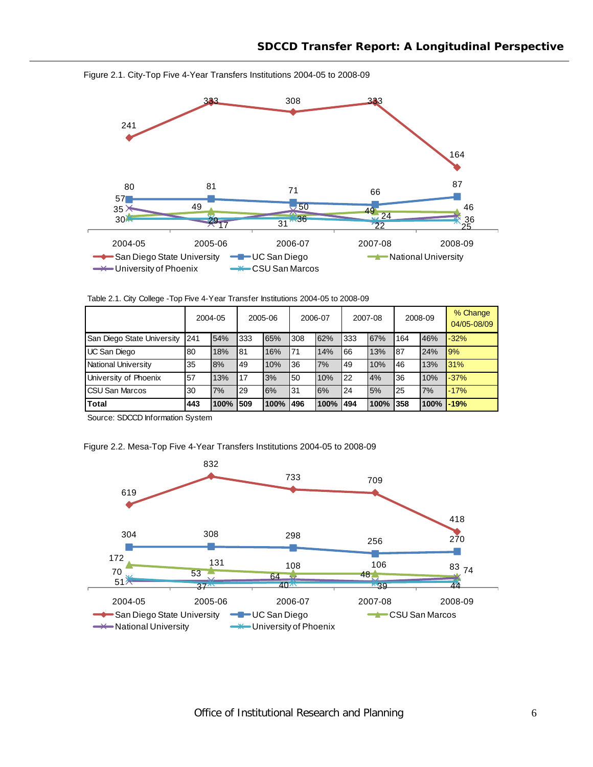Figure 2.1. City-Top Five 4-Year Transfers Institutions 2004-05 to 2008-09

Table 2.1. City College -Top Five 4-Year Transfer Institutions 2004-05 to 2008-09

| | 2004-05 | | 2005-06 | | 2006-07 | | 2007-08 | | 2008-09 | | % Change 04/05-08/09 |
|---|---|---|---|---|---|---|---|---|---|---|---|
| San Diego State University | 241 | 54% | 333 | 65% | 308 | 62% | 333 | 67% | 164 | 46% | -32% |
| UC San Diego | 80 | 18% | 81 | 16% | 71 | 14% | 66 | 13% | 87 | 24% | 9% |
| National University | 35 | 8% | 49 | 10% | 36 | 7% | 49 | 10% | 46 | 13% | 31% |
| University of Phoenix | 57 | 13% | 17 | 3% | 50 | 10% | 22 | 4% | 36 | 10% | -37% |
| CSU San Marcos | 30 | 7% | 29 | 6% | 31 | 6% | 24 | 5% | 25 | 7% | -17% |
| **Total** | **443** | **100%** | **509** | **100%** | **496** | **100%** | **494** | **100%** | **358** | **100%** | **-19%** |

Source: SDCCD Information System

Figure 2.2. Mesa-Top Five 4-Year Transfers Institutions 2004-05 to 2008-09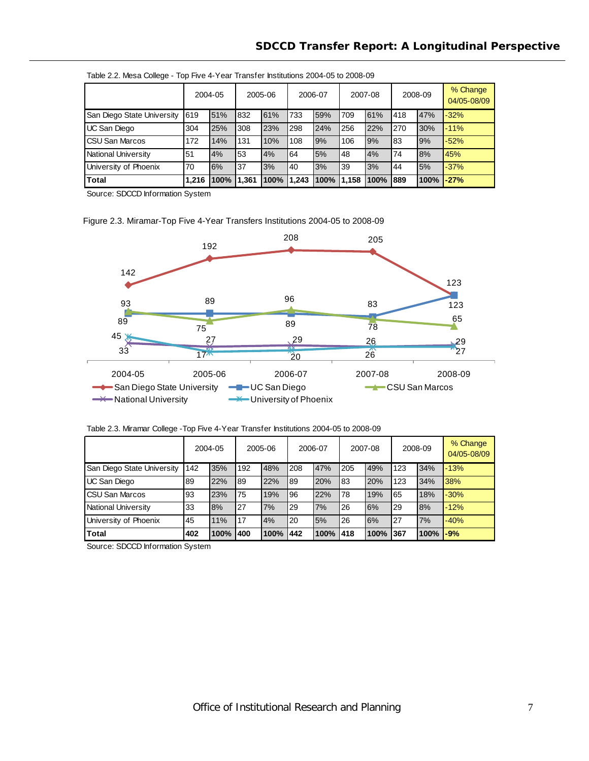Table 2.2. Mesa College - Top Five 4-Year Transfer Institutions 2004-05 to 2008-09

| | 2004-05 | | 2005-06 | | 2006-07 | | 2007-08 | | 2008-09 | | % Change 04/05-08/09 |
|---|---|---|---|---|---|---|---|---|---|---|---|
| San Diego State University | 619 | 51% | 832 | 61% | 733 | 59% | 709 | 61% | 418 | 47% | -32% |
| UC San Diego | 304 | 25% | 308 | 23% | 298 | 24% | 256 | 22% | 270 | 30% | -11% |
| CSU San Marcos | 172 | 14% | 131 | 10% | 108 | 9% | 106 | 9% | 83 | 9% | -52% |
| National University | 51 | 4% | 53 | 4% | 64 | 5% | 48 | 4% | 74 | 8% | 45% |
| University of Phoenix | 70 | 6% | 37 | 3% | 40 | 3% | 39 | 3% | 44 | 5% | -37% |
| **Total** | **1,216** | **100%** | **1,361** | **100%** | **1,243** | **100%** | **1,158** | **100%** | **889** | **100%** | **-27%** |

Source: SDCCD Information System

Figure 2.3. Miramar-Top Five 4-Year Transfers Institutions 2004-05 to 2008-09

| | 2004-05 | 2005-06 | 2006-07 | 2007-08 | 2008-09 |
|---|---|---|---|---|---|
| San Diego State University | 142 | 192 | 208 | 205 | 123 |
| UC San Diego | 89 | 89 | 89 | 83 | 123 |
| CSU San Marcos | 93 | 75 | 96 | 78 | 65 |
| National University | 33 | 27 | 29 | 26 | 29 |
| University of Phoenix | 45 | 17 | 20 | 26 | 27 |

Table 2.3. Miramar College -Top Five 4-Year Transfer Institutions 2004-05 to 2008-09

| | 2004-05 | | 2005-06 | | 2006-07 | | 2007-08 | | 2008-09 | | % Change 04/05-08/09 |
|---|---|---|---|---|---|---|---|---|---|---|---|
| San Diego State University | 142 | 35% | 192 | 48% | 208 | 47% | 205 | 49% | 123 | 34% | -13% |
| UC San Diego | 89 | 22% | 89 | 22% | 89 | 20% | 83 | 20% | 123 | 34% | 38% |
| CSU San Marcos | 93 | 23% | 75 | 19% | 96 | 22% | 78 | 19% | 65 | 18% | -30% |
| National University | 33 | 8% | 27 | 7% | 29 | 7% | 26 | 6% | 29 | 8% | -12% |
| University of Phoenix | 45 | 11% | 17 | 4% | 20 | 5% | 26 | 6% | 27 | 7% | -40% |
| **Total** | **402** | **100%** | **400** | **100%** | **442** | **100%** | **418** | **100%** | **367** | **100%** | **-9%** |

Source: SDCCD Information System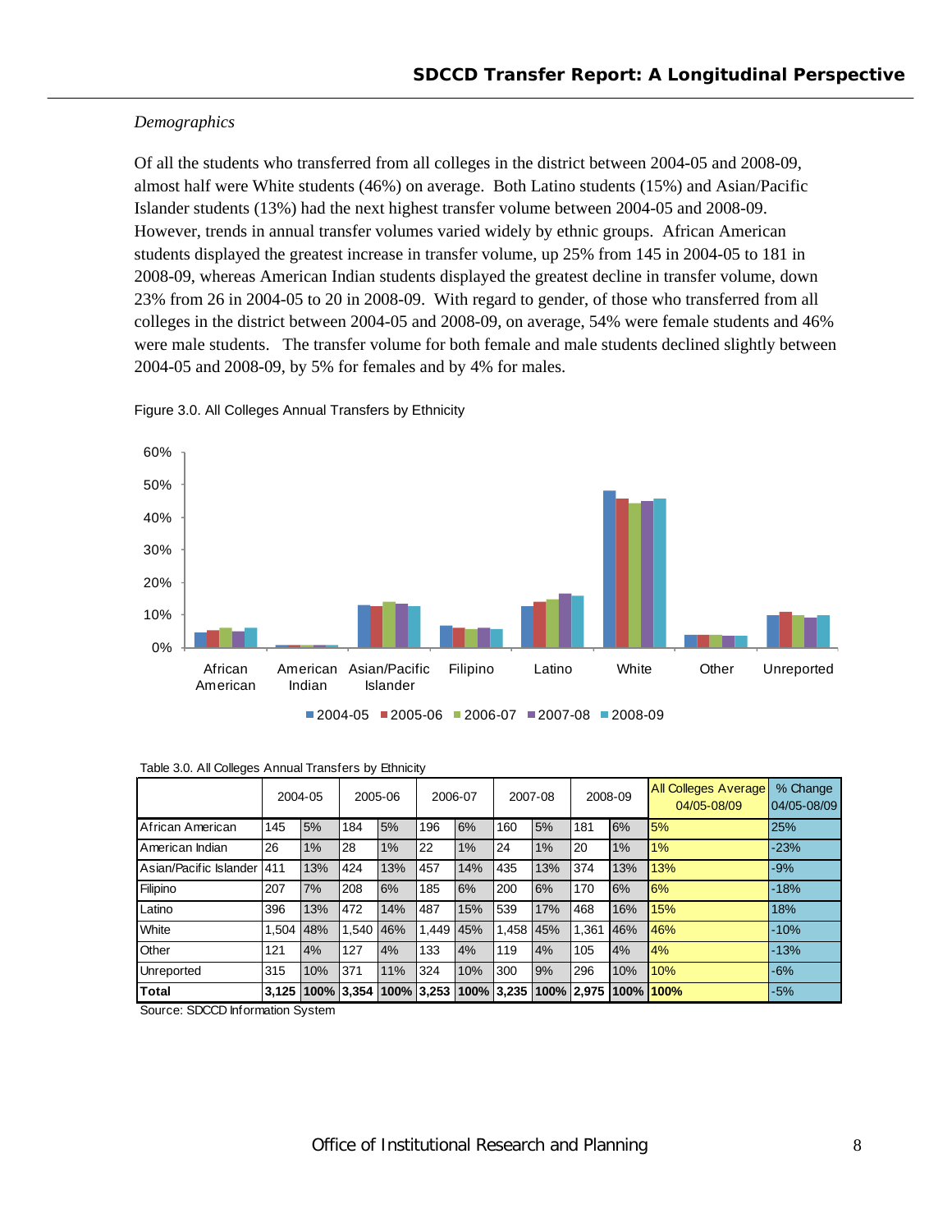*Demographics*

Of all the students who transferred from all colleges in the district between 2004-05 and 2008-09, almost half were White students (46%) on average. Both Latino students (15%) and Asian/Pacific Islander students (13%) had the next highest transfer volume between 2004-05 and 2008-09. However, trends in annual transfer volumes varied widely by ethnic groups. African American students displayed the greatest increase in transfer volume, up 25% from 145 in 2004-05 to 181 in 2008-09, whereas American Indian students displayed the greatest decline in transfer volume, down 23% from 26 in 2004-05 to 20 in 2008-09. With regard to gender, of those who transferred from all colleges in the district between 2004-05 and 2008-09, on average, 54% were female students and 46% were male students. The transfer volume for both female and male students declined slightly between 2004-05 and 2008-09, by 5% for females and by 4% for males.

Figure 3.0. All Colleges Annual Transfers by Ethnicity

Table 3.0. All Colleges Annual Transfers by Ethnicity

| | 2004-05 | | 2005-06 | | 2006-07 | | 2007-08 | | 2008-09 | | All Colleges Average 04/05-08/09 | % Change 04/05-08/09 |
|---|---|---|---|---|---|---|---|---|---|---|---|---|
| African American | 145 | 5% | 184 | 5% | 196 | 6% | 160 | 5% | 181 | 6% | 5% | 25% |
| American Indian | 26 | 1% | 28 | 1% | 22 | 1% | 24 | 1% | 20 | 1% | 1% | -23% |
| Asian/Pacific Islander | 411 | 13% | 424 | 13% | 457 | 14% | 435 | 13% | 374 | 13% | 13% | -9% |
| Filipino | 207 | 7% | 208 | 6% | 185 | 6% | 200 | 6% | 170 | 6% | 6% | -18% |
| Latino | 396 | 13% | 472 | 14% | 487 | 15% | 539 | 17% | 468 | 16% | 15% | 18% |
| White | 1,504 | 48% | 1,540 | 46% | 1,449 | 45% | 1,458 | 45% | 1,361 | 46% | 46% | -10% |
| Other | 121 | 4% | 127 | 4% | 133 | 4% | 119 | 4% | 105 | 4% | 4% | -13% |
| Unreported | 315 | 10% | 371 | 11% | 324 | 10% | 300 | 9% | 296 | 10% | 10% | -6% |
| **Total** | **3,125** | **100%** | **3,354** | **100%** | **3,253** | **100%** | **3,235** | **100%** | **2,975** | **100%** | **100%** | -5% |

Source: SDCCD Information System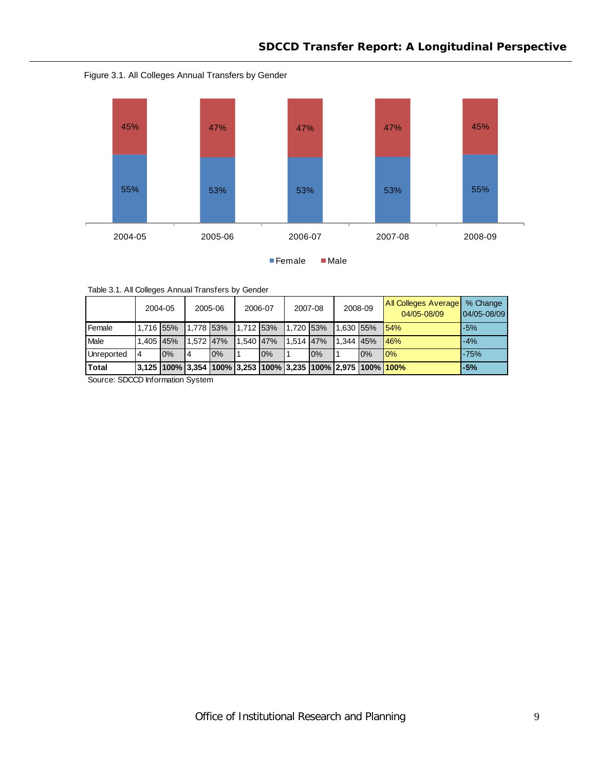Figure 3.1. All Colleges Annual Transfers by Gender

| | 2004-05 | 2005-06 | 2006-07 | 2007-08 | 2008-09 |
|---|---|---|---|---|---|
| Female | 55% | 53% | 53% | 53% | 55% |
| Male | 45% | 47% | 47% | 47% | 45% |

Table 3.1. All Colleges Annual Transfers by Gender

| | 2004-05 | | 2005-06 | | 2006-07 | | 2007-08 | | 2008-09 | | All Colleges Average 04/05-08/09 | % Change 04/05-08/09 |
|---|---|---|---|---|---|---|---|---|---|---|---|---|
| Female | 1,716 | 55% | 1,778 | 53% | 1,712 | 53% | 1,720 | 53% | 1,630 | 55% | 54% | -5% |
| Male | 1,405 | 45% | 1,572 | 47% | 1,540 | 47% | 1,514 | 47% | 1,344 | 45% | 46% | -4% |
| Unreported | 4 | 0% | 4 | 0% | 1 | 0% | 1 | 0% | 1 | 0% | 0% | -75% |
| **Total** | **3,125** | **100%** | **3,354** | **100%** | **3,253** | **100%** | **3,235** | **100%** | **2,975** | **100%** | **100%** | **-5%** |

Source: SDCCD Information System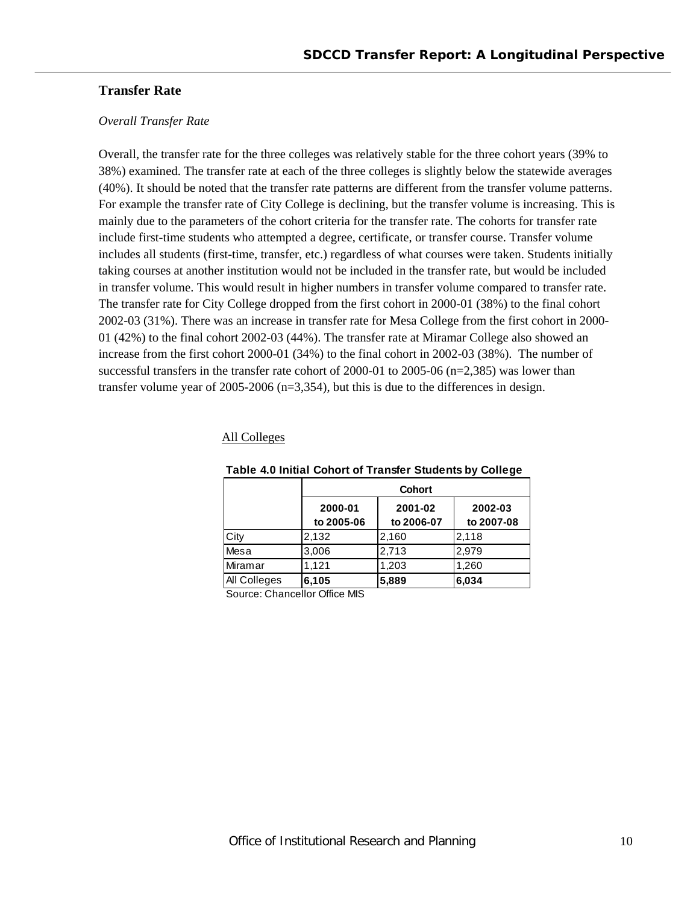## Transfer Rate

*Overall Transfer Rate*

Overall, the transfer rate for the three colleges was relatively stable for the three cohort years (39% to 38%) examined. The transfer rate at each of the three colleges is slightly below the statewide averages (40%). It should be noted that the transfer rate patterns are different from the transfer volume patterns. For example the transfer rate of City College is declining, but the transfer volume is increasing. This is mainly due to the parameters of the cohort criteria for the transfer rate. The cohorts for transfer rate include first-time students who attempted a degree, certificate, or transfer course. Transfer volume includes all students (first-time, transfer, etc.) regardless of what courses were taken. Students initially taking courses at another institution would not be included in the transfer rate, but would be included in transfer volume. This would result in higher numbers in transfer volume compared to transfer rate. The transfer rate for City College dropped from the first cohort in 2000-01 (38%) to the final cohort 2002-03 (31%). There was an increase in transfer rate for Mesa College from the first cohort in 2000-01 (42%) to the final cohort 2002-03 (44%). The transfer rate at Miramar College also showed an increase from the first cohort 2000-01 (34%) to the final cohort in 2002-03 (38%). The number of successful transfers in the transfer rate cohort of 2000-01 to 2005-06 (n=2,385) was lower than transfer volume year of 2005-2006 (n=3,354), but this is due to the differences in design.

All Colleges

**Table 4.0 Initial Cohort of Transfer Students by College**

| | Cohort | | |
|---|---|---|---|
| | 2000-01 to 2005-06 | 2001-02 to 2006-07 | 2002-03 to 2007-08 |
| City | 2,132 | 2,160 | 2,118 |
| Mesa | 3,006 | 2,713 | 2,979 |
| Miramar | 1,121 | 1,203 | 1,260 |
| All Colleges | **6,105** | **5,889** | **6,034** |

Source: Chancellor Office MIS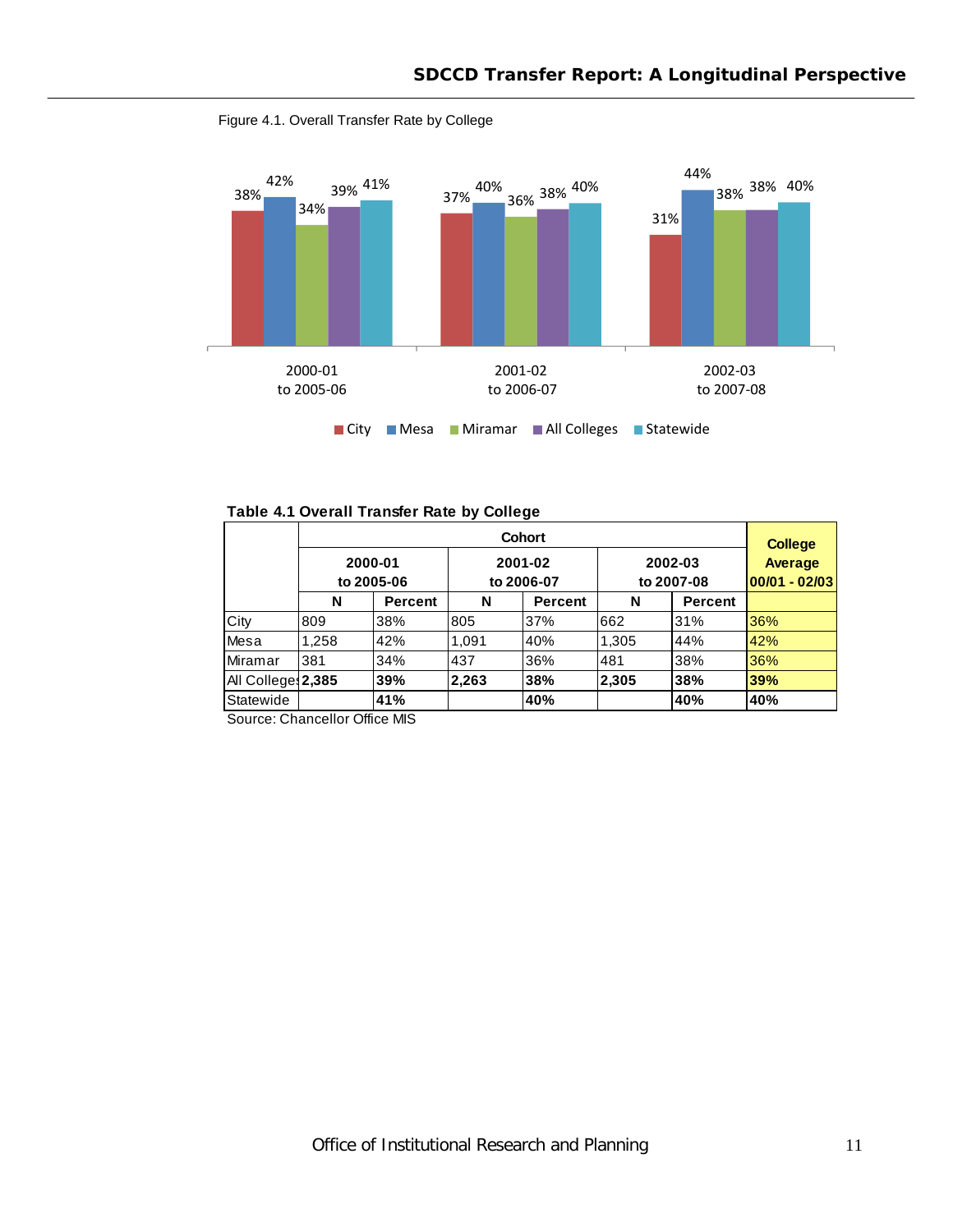Figure 4.1. Overall Transfer Rate by College

**Table 4.1 Overall Transfer Rate by College**

| | Cohort | | | | | | College Average |
|---|---|---|---|---|---|---|---|
| | 2000-01 to 2005-06 | | 2001-02 to 2006-07 | | 2002-03 to 2007-08 | | 00/01 - 02/03 |
| | N | Percent | N | Percent | N | Percent | |
| City | 809 | 38% | 805 | 37% | 662 | 31% | 36% |
| Mesa | 1,258 | 42% | 1,091 | 40% | 1,305 | 44% | 42% |
| Miramar | 381 | 34% | 437 | 36% | 481 | 38% | 36% |
| All Colleges | **2,385** | **39%** | **2,263** | **38%** | **2,305** | **38%** | **39%** |
| Statewide | | **41%** | | **40%** | | **40%** | **40%** |

Source: Chancellor Office MIS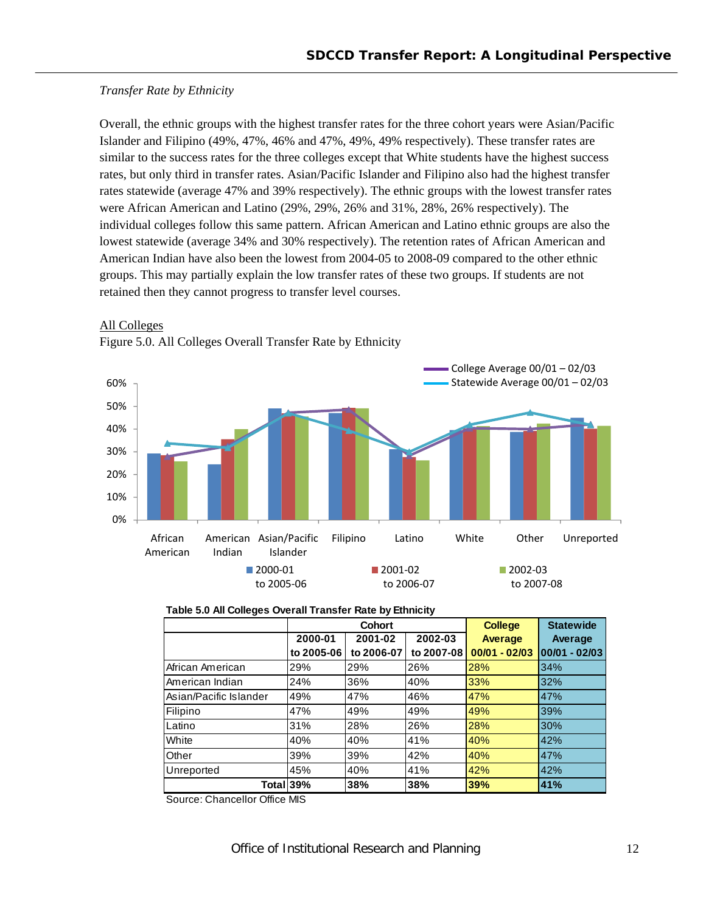*Transfer Rate by Ethnicity*

Overall, the ethnic groups with the highest transfer rates for the three cohort years were Asian/Pacific Islander and Filipino (49%, 47%, 46% and 47%, 49%, 49% respectively). These transfer rates are similar to the success rates for the three colleges except that White students have the highest success rates, but only third in transfer rates. Asian/Pacific Islander and Filipino also had the highest transfer rates statewide (average 47% and 39% respectively). The ethnic groups with the lowest transfer rates were African American and Latino (29%, 29%, 26% and 31%, 28%, 26% respectively). The individual colleges follow this same pattern. African American and Latino ethnic groups are also the lowest statewide (average 34% and 30% respectively). The retention rates of African American and American Indian have also been the lowest from 2004-05 to 2008-09 compared to the other ethnic groups. This may partially explain the low transfer rates of these two groups. If students are not retained then they cannot progress to transfer level courses.

<u>All Colleges</u>

Figure 5.0. All Colleges Overall Transfer Rate by Ethnicity

**Table 5.0 All Colleges Overall Transfer Rate by Ethnicity**

| | Cohort | | | College Average | Statewide Average |
|---|---|---|---|---|---|
| | 2000-01 to 2005-06 | 2001-02 to 2006-07 | 2002-03 to 2007-08 | 00/01 - 02/03 | 00/01 - 02/03 |
| African American | 29% | 29% | 26% | 28% | 34% |
| American Indian | 24% | 36% | 40% | 33% | 32% |
| Asian/Pacific Islander | 49% | 47% | 46% | 47% | 47% |
| Filipino | 47% | 49% | 49% | 49% | 39% |
| Latino | 31% | 28% | 26% | 28% | 30% |
| White | 40% | 40% | 41% | 40% | 42% |
| Other | 39% | 39% | 42% | 40% | 47% |
| Unreported | 45% | 40% | 41% | 42% | 42% |
| **Total** | **39%** | **38%** | **38%** | **39%** | **41%** |

Source: Chancellor Office MIS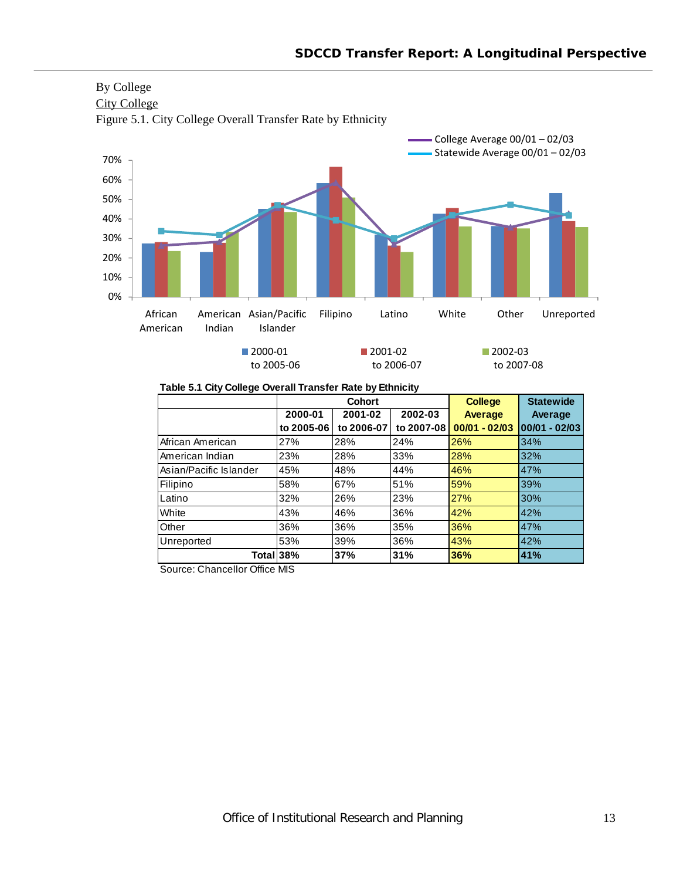By College

City College

Figure 5.1. City College Overall Transfer Rate by Ethnicity

**Table 5.1 City College Overall Transfer Rate by Ethnicity**

| | Cohort | | | College Average | Statewide Average |
|---|---|---|---|---|---|
| | 2000-01 to 2005-06 | 2001-02 to 2006-07 | 2002-03 to 2007-08 | 00/01 - 02/03 | 00/01 - 02/03 |
| African American | 27% | 28% | 24% | 26% | 34% |
| American Indian | 23% | 28% | 33% | 28% | 32% |
| Asian/Pacific Islander | 45% | 48% | 44% | 46% | 47% |
| Filipino | 58% | 67% | 51% | 59% | 39% |
| Latino | 32% | 26% | 23% | 27% | 30% |
| White | 43% | 46% | 36% | 42% | 42% |
| Other | 36% | 36% | 35% | 36% | 47% |
| Unreported | 53% | 39% | 36% | 43% | 42% |
| **Total** | **38%** | **37%** | **31%** | **36%** | **41%** |

Source: Chancellor Office MIS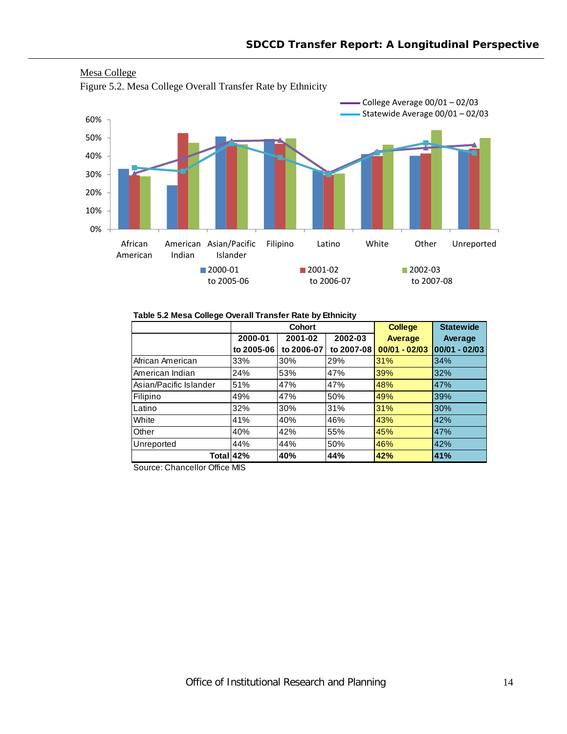Mesa College

Figure 5.2. Mesa College Overall Transfer Rate by Ethnicity

**Table 5.2 Mesa College Overall Transfer Rate by Ethnicity**

| | Cohort | | | College Average | Statewide Average |
|---|---|---|---|---|---|
| | 2000-01 to 2005-06 | 2001-02 to 2006-07 | 2002-03 to 2007-08 | 00/01 - 02/03 | 00/01 - 02/03 |
| African American | 33% | 30% | 29% | 31% | 34% |
| American Indian | 24% | 53% | 47% | 39% | 32% |
| Asian/Pacific Islander | 51% | 47% | 47% | 48% | 47% |
| Filipino | 49% | 47% | 50% | 49% | 39% |
| Latino | 32% | 30% | 31% | 31% | 30% |
| White | 41% | 40% | 46% | 43% | 42% |
| Other | 40% | 42% | 55% | 45% | 47% |
| Unreported | 44% | 44% | 50% | 46% | 42% |
| **Total** | **42%** | **40%** | **44%** | **42%** | **41%** |

Source: Chancellor Office MIS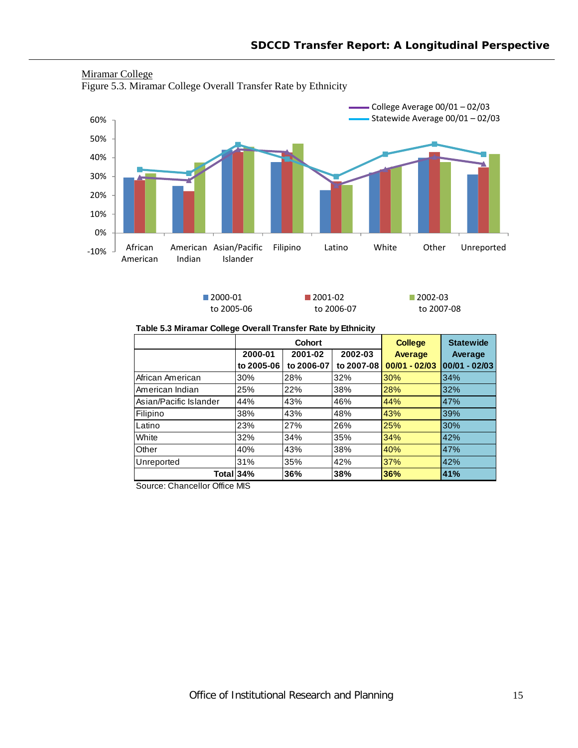Miramar College

Figure 5.3. Miramar College Overall Transfer Rate by Ethnicity

**Table 5.3 Miramar College Overall Transfer Rate by Ethnicity**

| | Cohort | | | College Average | Statewide Average |
|---|---|---|---|---|---|
| | 2000-01 to 2005-06 | 2001-02 to 2006-07 | 2002-03 to 2007-08 | 00/01 - 02/03 | 00/01 - 02/03 |
| African American | 30% | 28% | 32% | 30% | 34% |
| American Indian | 25% | 22% | 38% | 28% | 32% |
| Asian/Pacific Islander | 44% | 43% | 46% | 44% | 47% |
| Filipino | 38% | 43% | 48% | 43% | 39% |
| Latino | 23% | 27% | 26% | 25% | 30% |
| White | 32% | 34% | 35% | 34% | 42% |
| Other | 40% | 43% | 38% | 40% | 47% |
| Unreported | 31% | 35% | 42% | 37% | 42% |
| **Total** | **34%** | **36%** | **38%** | **36%** | **41%** |

Source: Chancellor Office MIS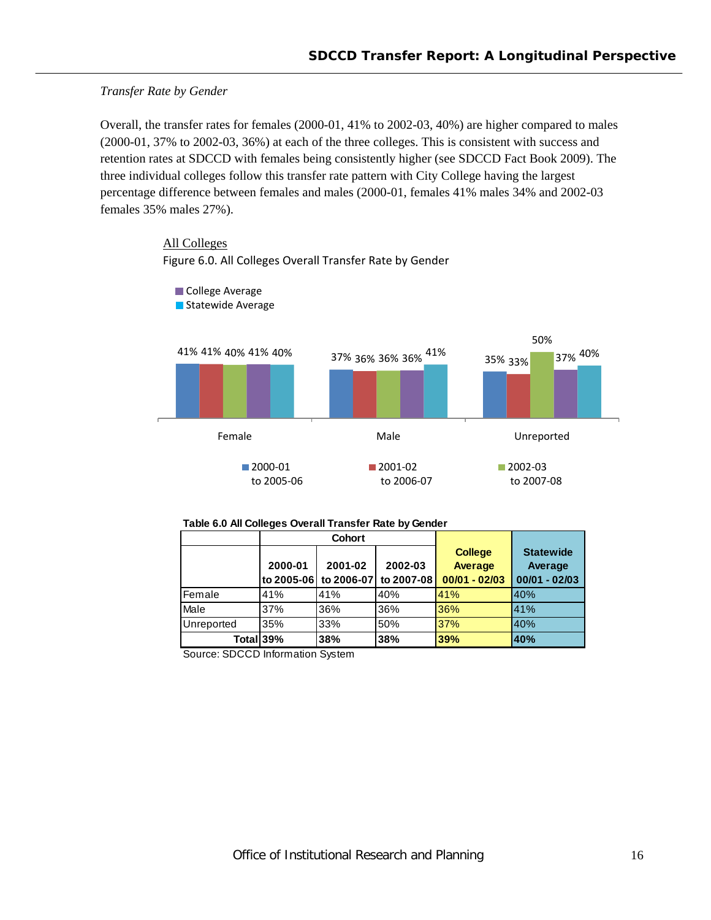*Transfer Rate by Gender*

Overall, the transfer rates for females (2000-01, 41% to 2002-03, 40%) are higher compared to males (2000-01, 37% to 2002-03, 36%) at each of the three colleges. This is consistent with success and retention rates at SDCCD with females being consistently higher (see SDCCD Fact Book 2009). The three individual colleges follow this transfer rate pattern with City College having the largest percentage difference between females and males (2000-01, females 41% males 34% and 2002-03 females 35% males 27%).

<u>All Colleges</u>

Figure 6.0. All Colleges Overall Transfer Rate by Gender

**Table 6.0 All Colleges Overall Transfer Rate by Gender**

| | Cohort | | | College Average | Statewide Average |
|---|---|---|---|---|---|
| | 2000-01 to 2005-06 | 2001-02 to 2006-07 | 2002-03 to 2007-08 | 00/01 - 02/03 | 00/01 - 02/03 |
| Female | 41% | 41% | 40% | 41% | 40% |
| Male | 37% | 36% | 36% | 36% | 41% |
| Unreported | 35% | 33% | 50% | 37% | 40% |
| **Total** | **39%** | **38%** | **38%** | **39%** | **40%** |

Source: SDCCD Information System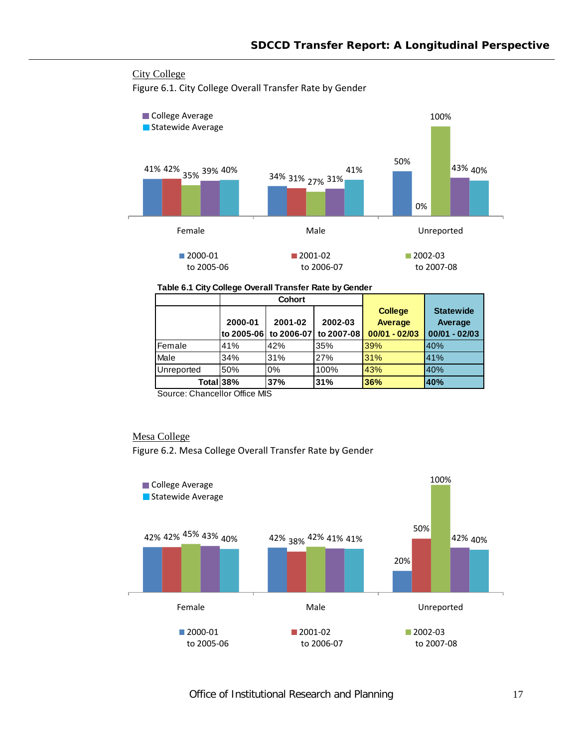## City College

Figure 6.1. City College Overall Transfer Rate by Gender

**Table 6.1 City College Overall Transfer Rate by Gender**

| | Cohort | | | College Average | Statewide Average |
|---|---|---|---|---|---|
| | 2000-01 to 2005-06 | 2001-02 to 2006-07 | 2002-03 to 2007-08 | 00/01 - 02/03 | 00/01 - 02/03 |
| Female | 41% | 42% | 35% | 39% | 40% |
| Male | 34% | 31% | 27% | 31% | 41% |
| Unreported | 50% | 0% | 100% | 43% | 40% |
| **Total** | **38%** | **37%** | **31%** | **36%** | **40%** |

Source: Chancellor Office MIS

## Mesa College

Figure 6.2. Mesa College Overall Transfer Rate by Gender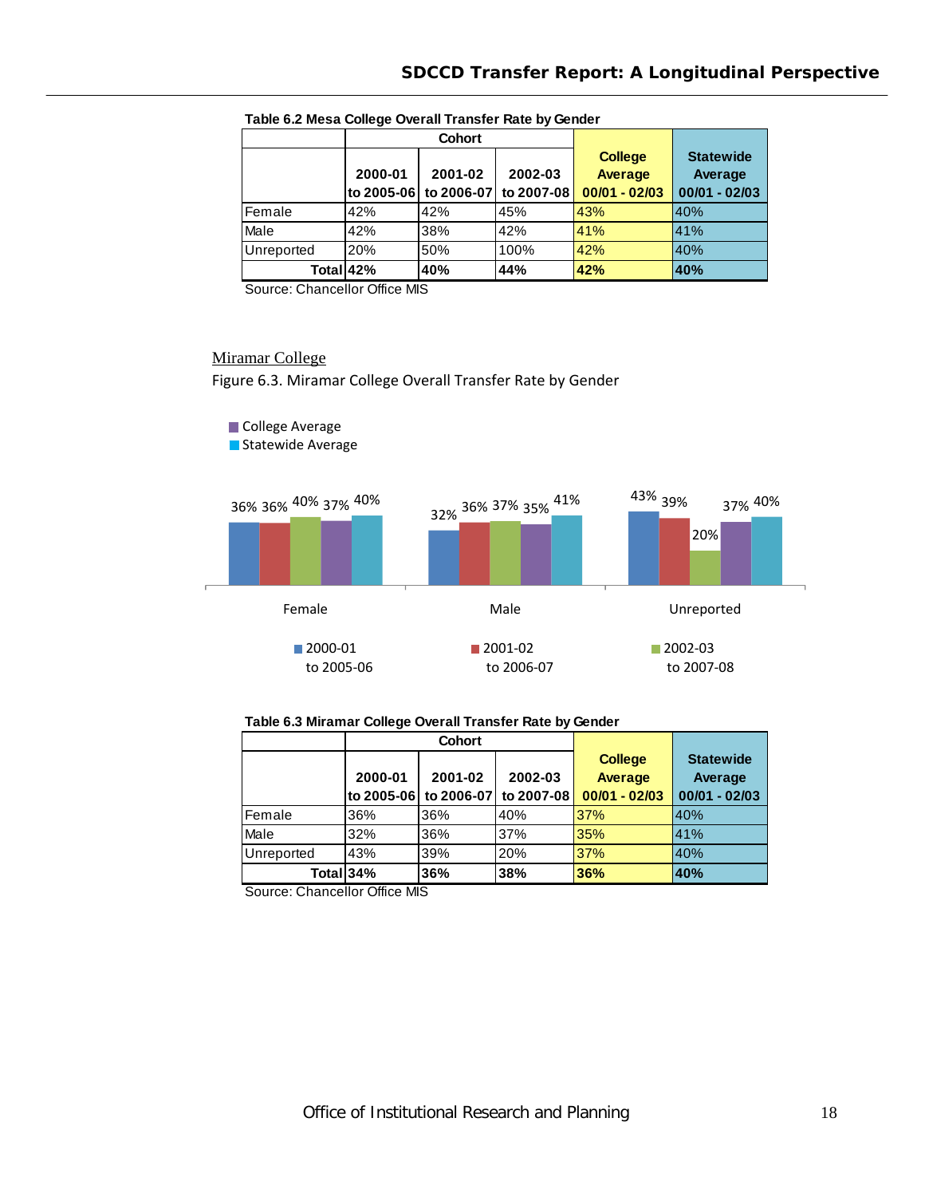**Table 6.2 Mesa College Overall Transfer Rate by Gender**

| | Cohort | | | College Average | Statewide Average |
|---|---|---|---|---|---|
| | 2000-01 to 2005-06 | 2001-02 to 2006-07 | 2002-03 to 2007-08 | 00/01 - 02/03 | 00/01 - 02/03 |
| Female | 42% | 42% | 45% | 43% | 40% |
| Male | 42% | 38% | 42% | 41% | 41% |
| Unreported | 20% | 50% | 100% | 42% | 40% |
| **Total** | **42%** | **40%** | **44%** | **42%** | **40%** |

Source: Chancellor Office MIS

## Miramar College

Figure 6.3. Miramar College Overall Transfer Rate by Gender

| | 2000-01 to 2005-06 | 2001-02 to 2006-07 | 2002-03 to 2007-08 | College Average | Statewide Average |
|---|---|---|---|---|---|
| Female | 36% | 36% | 40% | 37% | 40% |
| Male | 32% | 36% | 37% | 35% | 41% |
| Unreported | 43% | 39% | 20% | 37% | 40% |

**Table 6.3 Miramar College Overall Transfer Rate by Gender**

| | Cohort | | | College Average | Statewide Average |
|---|---|---|---|---|---|
| | 2000-01 to 2005-06 | 2001-02 to 2006-07 | 2002-03 to 2007-08 | 00/01 - 02/03 | 00/01 - 02/03 |
| Female | 36% | 36% | 40% | 37% | 40% |
| Male | 32% | 36% | 37% | 35% | 41% |
| Unreported | 43% | 39% | 20% | 37% | 40% |
| **Total** | **34%** | **36%** | **38%** | **36%** | **40%** |

Source: Chancellor Office MIS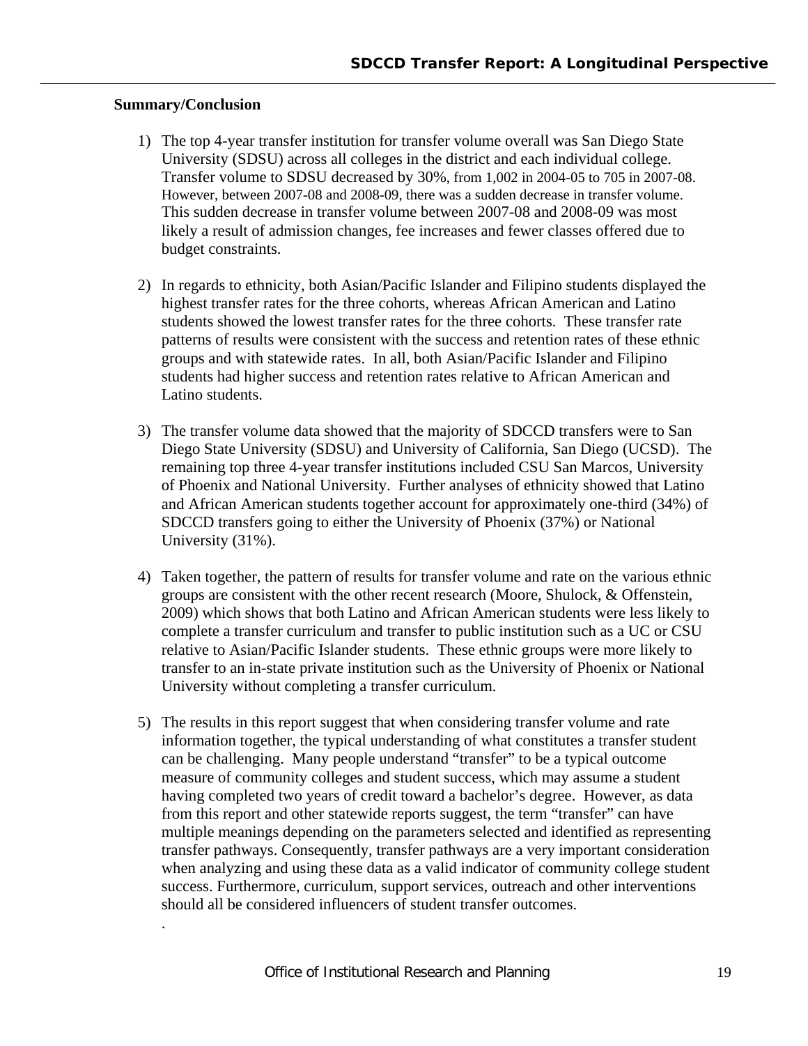**Summary/Conclusion**

1) The top 4-year transfer institution for transfer volume overall was San Diego State University (SDSU) across all colleges in the district and each individual college. Transfer volume to SDSU decreased by 30%, from 1,002 in 2004-05 to 705 in 2007-08. However, between 2007-08 and 2008-09, there was a sudden decrease in transfer volume. This sudden decrease in transfer volume between 2007-08 and 2008-09 was most likely a result of admission changes, fee increases and fewer classes offered due to budget constraints.

2) In regards to ethnicity, both Asian/Pacific Islander and Filipino students displayed the highest transfer rates for the three cohorts, whereas African American and Latino students showed the lowest transfer rates for the three cohorts. These transfer rate patterns of results were consistent with the success and retention rates of these ethnic groups and with statewide rates. In all, both Asian/Pacific Islander and Filipino students had higher success and retention rates relative to African American and Latino students.

3) The transfer volume data showed that the majority of SDCCD transfers were to San Diego State University (SDSU) and University of California, San Diego (UCSD). The remaining top three 4-year transfer institutions included CSU San Marcos, University of Phoenix and National University. Further analyses of ethnicity showed that Latino and African American students together account for approximately one-third (34%) of SDCCD transfers going to either the University of Phoenix (37%) or National University (31%).

4) Taken together, the pattern of results for transfer volume and rate on the various ethnic groups are consistent with the other recent research (Moore, Shulock, & Offenstein, 2009) which shows that both Latino and African American students were less likely to complete a transfer curriculum and transfer to public institution such as a UC or CSU relative to Asian/Pacific Islander students. These ethnic groups were more likely to transfer to an in-state private institution such as the University of Phoenix or National University without completing a transfer curriculum.

5) The results in this report suggest that when considering transfer volume and rate information together, the typical understanding of what constitutes a transfer student can be challenging. Many people understand "transfer" to be a typical outcome measure of community colleges and student success, which may assume a student having completed two years of credit toward a bachelor's degree. However, as data from this report and other statewide reports suggest, the term "transfer" can have multiple meanings depending on the parameters selected and identified as representing transfer pathways. Consequently, transfer pathways are a very important consideration when analyzing and using these data as a valid indicator of community college student success. Furthermore, curriculum, support services, outreach and other interventions should all be considered influencers of student transfer outcomes.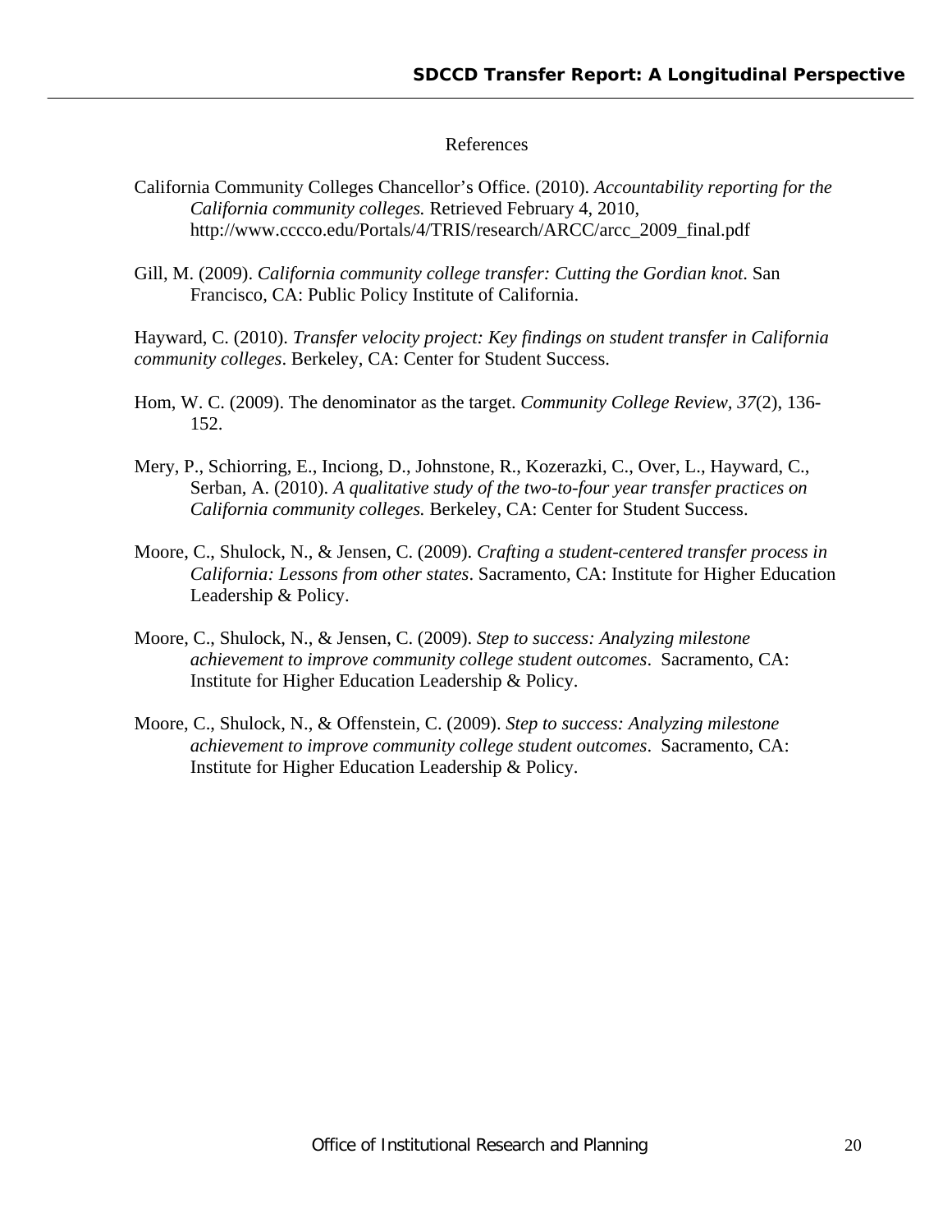# References

California Community Colleges Chancellor's Office. (2010). *Accountability reporting for the California community colleges.* Retrieved February 4, 2010, http://www.cccco.edu/Portals/4/TRIS/research/ARCC/arcc_2009_final.pdf

Gill, M. (2009). *California community college transfer: Cutting the Gordian knot*. San Francisco, CA: Public Policy Institute of California.

Hayward, C. (2010). *Transfer velocity project: Key findings on student transfer in California community colleges*. Berkeley, CA: Center for Student Success.

Hom, W. C. (2009). The denominator as the target. *Community College Review, 37*(2), 136-152.

Mery, P., Schiorring, E., Inciong, D., Johnstone, R., Kozerazki, C., Over, L., Hayward, C., Serban, A. (2010). *A qualitative study of the two-to-four year transfer practices on California community colleges.* Berkeley, CA: Center for Student Success.

Moore, C., Shulock, N., & Jensen, C. (2009). *Crafting a student-centered transfer process in California: Lessons from other states*. Sacramento, CA: Institute for Higher Education Leadership & Policy.

Moore, C., Shulock, N., & Jensen, C. (2009). *Step to success: Analyzing milestone achievement to improve community college student outcomes*. Sacramento, CA: Institute for Higher Education Leadership & Policy.

Moore, C., Shulock, N., & Offenstein, C. (2009). *Step to success: Analyzing milestone achievement to improve community college student outcomes*. Sacramento, CA: Institute for Higher Education Leadership & Policy.